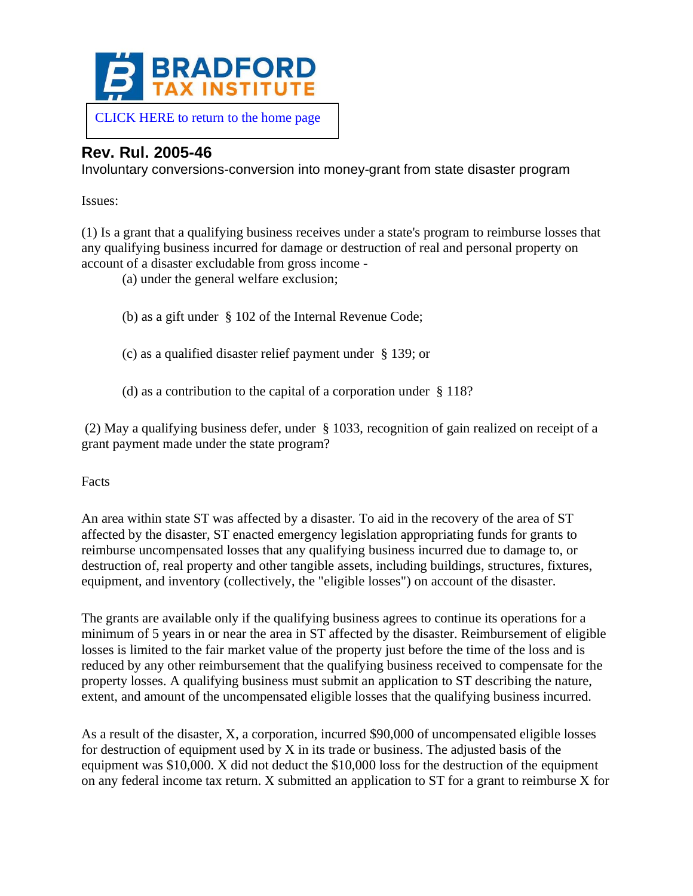CLICK HERE to return to the home page

# Rev. Rul. 2005-46

Involuntary conversions-conversion into money-grant from state disaster program

Issues:

(1) Is a grant that a qualifying business receives under a state's program to reimburse losses that any qualifying business incurred for damage or destruction of real and personal property on account of a disaster excludable from gross income -

(a) under the general welfare exclusion;

(b) as a gift under § 102 of the Internal Revenue Code;

(c) as a qualified disaster relief payment under § 139; or

(d) as a contribution to the capital of a corporation under § 118?

(2) May a qualifying business defer, under § 1033, recognition of gain realized on receipt of a grant payment made under the state program?

Facts

An area within state ST was affected by a disaster. To aid in the recovery of the area of ST affected by the disaster, ST enacted emergency legislation appropriating funds for grants to reimburse uncompensated losses that any qualifying business incurred due to damage to, or destruction of, real property and other tangible assets, including buildings, structures, fixtures, equipment, and inventory (collectively, the "eligible losses") on account of the disaster.

The grants are available only if the qualifying business agrees to continue its operations for a minimum of 5 years in or near the area in ST affected by the disaster. Reimbursement of eligible losses is limited to the fair market value of the property just before the time of the loss and is reduced by any other reimbursement that the qualifying business received to compensate for the property losses. A qualifying business must submit an application to ST describing the nature, extent, and amount of the uncompensated eligible losses that the qualifying business incurred.

As a result of the disaster, X, a corporation, incurred $90,000 of uncompensated eligible losses for destruction of equipment used by X in its trade or business. The adjusted basis of the equipment was $10,000. X did not deduct the $10,000 loss for the destruction of the equipment on any federal income tax return. X submitted an application to ST for a grant to reimburse X for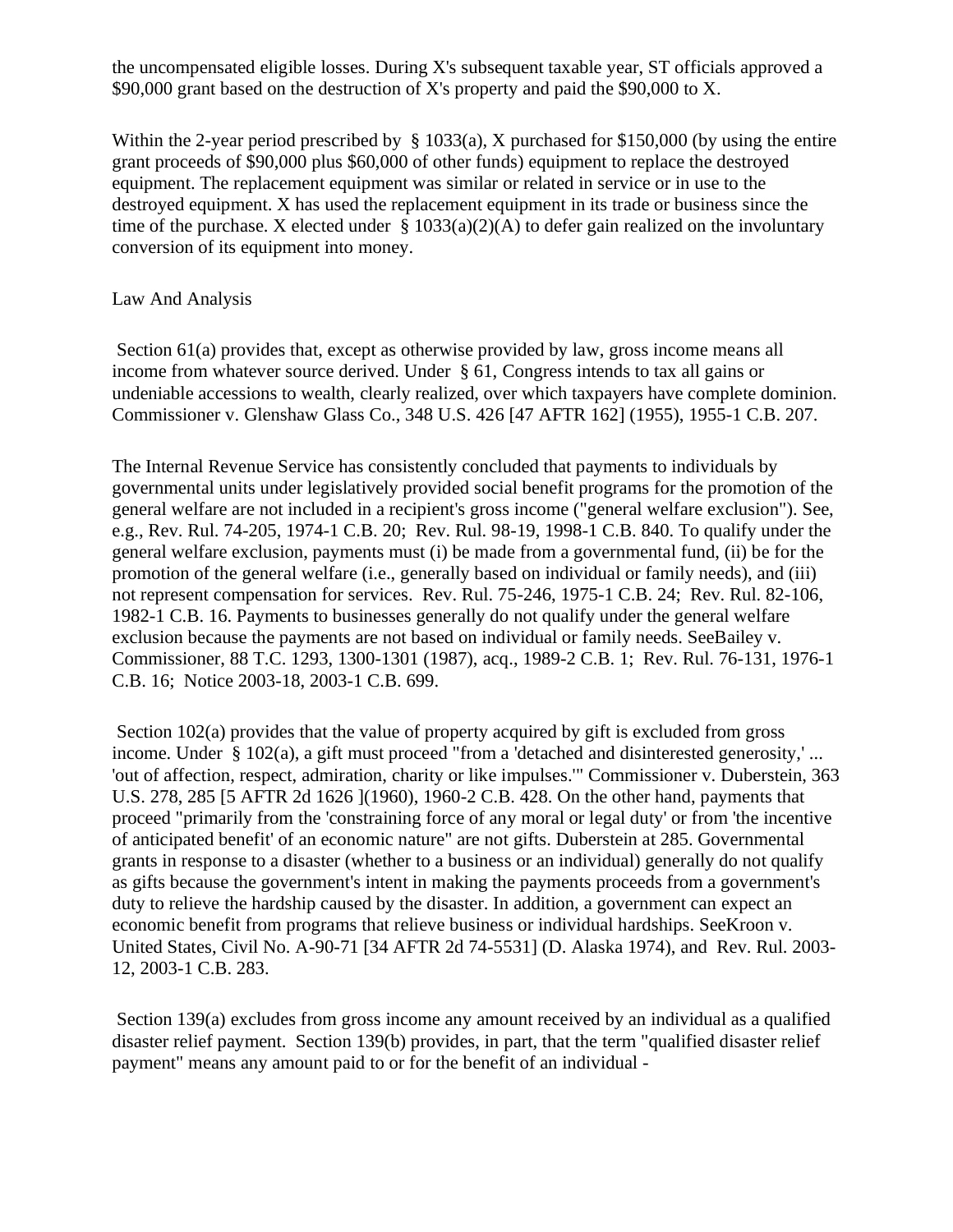the uncompensated eligible losses. During X's subsequent taxable year, ST officials approved a $90,000 grant based on the destruction of X's property and paid the $90,000 to X.

Within the 2-year period prescribed by § 1033(a), X purchased for $150,000 (by using the entire grant proceeds of $90,000 plus $60,000 of other funds) equipment to replace the destroyed equipment. The replacement equipment was similar or related in service or in use to the destroyed equipment. X has used the replacement equipment in its trade or business since the time of the purchase. X elected under § 1033(a)(2)(A) to defer gain realized on the involuntary conversion of its equipment into money.

## Law And Analysis

Section 61(a) provides that, except as otherwise provided by law, gross income means all income from whatever source derived. Under § 61, Congress intends to tax all gains or undeniable accessions to wealth, clearly realized, over which taxpayers have complete dominion. Commissioner v. Glenshaw Glass Co., 348 U.S. 426 [47 AFTR 162] (1955), 1955-1 C.B. 207.

The Internal Revenue Service has consistently concluded that payments to individuals by governmental units under legislatively provided social benefit programs for the promotion of the general welfare are not included in a recipient's gross income ("general welfare exclusion"). See, e.g., Rev. Rul. 74-205, 1974-1 C.B. 20; Rev. Rul. 98-19, 1998-1 C.B. 840. To qualify under the general welfare exclusion, payments must (i) be made from a governmental fund, (ii) be for the promotion of the general welfare (i.e., generally based on individual or family needs), and (iii) not represent compensation for services. Rev. Rul. 75-246, 1975-1 C.B. 24; Rev. Rul. 82-106, 1982-1 C.B. 16. Payments to businesses generally do not qualify under the general welfare exclusion because the payments are not based on individual or family needs. SeeBailey v. Commissioner, 88 T.C. 1293, 1300-1301 (1987), acq., 1989-2 C.B. 1; Rev. Rul. 76-131, 1976-1 C.B. 16; Notice 2003-18, 2003-1 C.B. 699.

Section 102(a) provides that the value of property acquired by gift is excluded from gross income. Under § 102(a), a gift must proceed "from a 'detached and disinterested generosity,' ... 'out of affection, respect, admiration, charity or like impulses.'" Commissioner v. Duberstein, 363 U.S. 278, 285 [5 AFTR 2d 1626 ](1960), 1960-2 C.B. 428. On the other hand, payments that proceed "primarily from the 'constraining force of any moral or legal duty' or from 'the incentive of anticipated benefit' of an economic nature" are not gifts. Duberstein at 285. Governmental grants in response to a disaster (whether to a business or an individual) generally do not qualify as gifts because the government's intent in making the payments proceeds from a government's duty to relieve the hardship caused by the disaster. In addition, a government can expect an economic benefit from programs that relieve business or individual hardships. SeeKroon v. United States, Civil No. A-90-71 [34 AFTR 2d 74-5531] (D. Alaska 1974), and Rev. Rul. 2003-12, 2003-1 C.B. 283.

Section 139(a) excludes from gross income any amount received by an individual as a qualified disaster relief payment. Section 139(b) provides, in part, that the term "qualified disaster relief payment" means any amount paid to or for the benefit of an individual -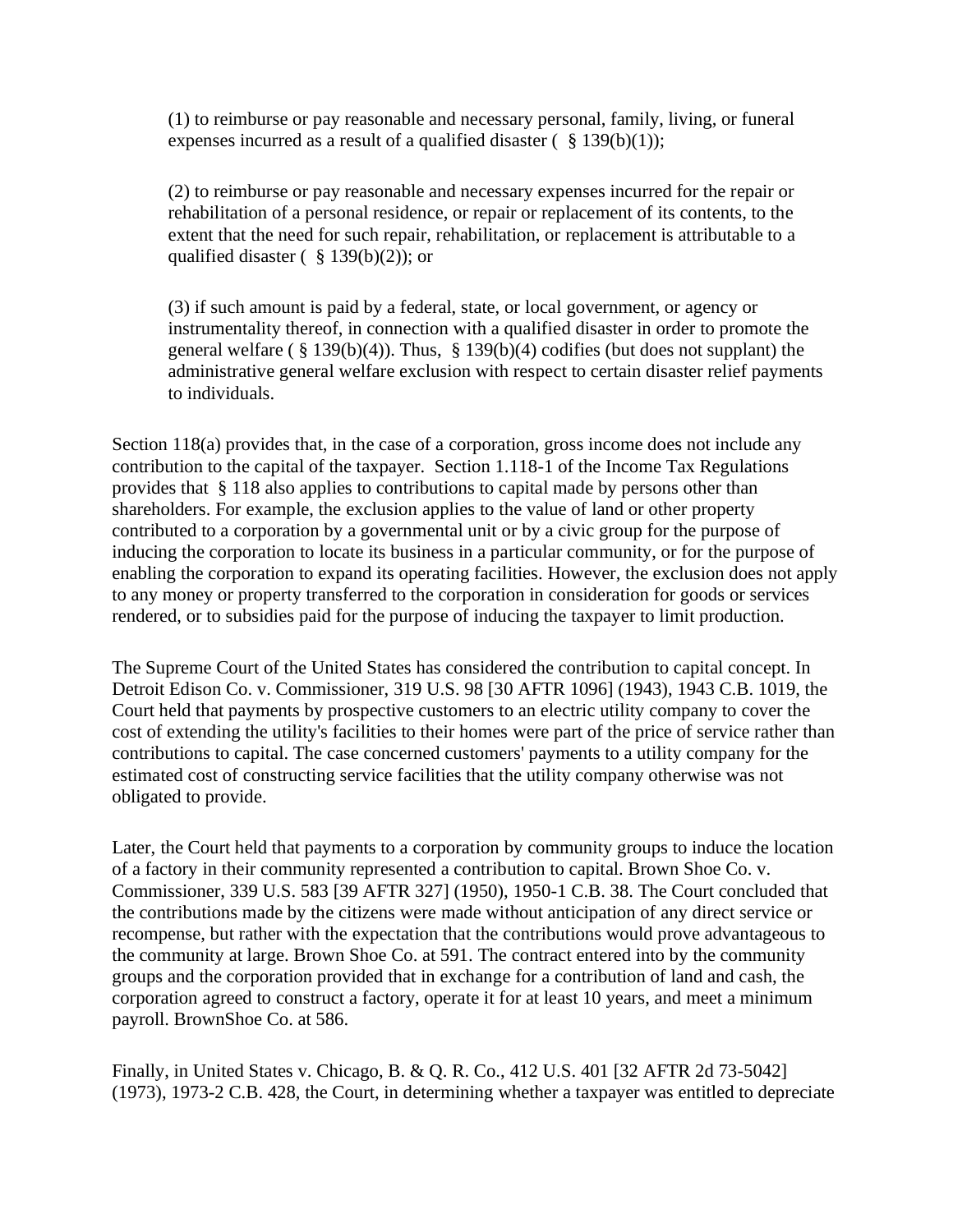> (1) to reimburse or pay reasonable and necessary personal, family, living, or funeral expenses incurred as a result of a qualified disaster ( § 139(b)(1));
>
> (2) to reimburse or pay reasonable and necessary expenses incurred for the repair or rehabilitation of a personal residence, or repair or replacement of its contents, to the extent that the need for such repair, rehabilitation, or replacement is attributable to a qualified disaster ( § 139(b)(2)); or
>
> (3) if such amount is paid by a federal, state, or local government, or agency or instrumentality thereof, in connection with a qualified disaster in order to promote the general welfare ( § 139(b)(4)). Thus, § 139(b)(4) codifies (but does not supplant) the administrative general welfare exclusion with respect to certain disaster relief payments to individuals.

Section 118(a) provides that, in the case of a corporation, gross income does not include any contribution to the capital of the taxpayer. Section 1.118-1 of the Income Tax Regulations provides that § 118 also applies to contributions to capital made by persons other than shareholders. For example, the exclusion applies to the value of land or other property contributed to a corporation by a governmental unit or by a civic group for the purpose of inducing the corporation to locate its business in a particular community, or for the purpose of enabling the corporation to expand its operating facilities. However, the exclusion does not apply to any money or property transferred to the corporation in consideration for goods or services rendered, or to subsidies paid for the purpose of inducing the taxpayer to limit production.

The Supreme Court of the United States has considered the contribution to capital concept. In Detroit Edison Co. v. Commissioner, 319 U.S. 98 [30 AFTR 1096] (1943), 1943 C.B. 1019, the Court held that payments by prospective customers to an electric utility company to cover the cost of extending the utility's facilities to their homes were part of the price of service rather than contributions to capital. The case concerned customers' payments to a utility company for the estimated cost of constructing service facilities that the utility company otherwise was not obligated to provide.

Later, the Court held that payments to a corporation by community groups to induce the location of a factory in their community represented a contribution to capital. Brown Shoe Co. v. Commissioner, 339 U.S. 583 [39 AFTR 327] (1950), 1950-1 C.B. 38. The Court concluded that the contributions made by the citizens were made without anticipation of any direct service or recompense, but rather with the expectation that the contributions would prove advantageous to the community at large. Brown Shoe Co. at 591. The contract entered into by the community groups and the corporation provided that in exchange for a contribution of land and cash, the corporation agreed to construct a factory, operate it for at least 10 years, and meet a minimum payroll. BrownShoe Co. at 586.

Finally, in United States v. Chicago, B. & Q. R. Co., 412 U.S. 401 [32 AFTR 2d 73-5042] (1973), 1973-2 C.B. 428, the Court, in determining whether a taxpayer was entitled to depreciate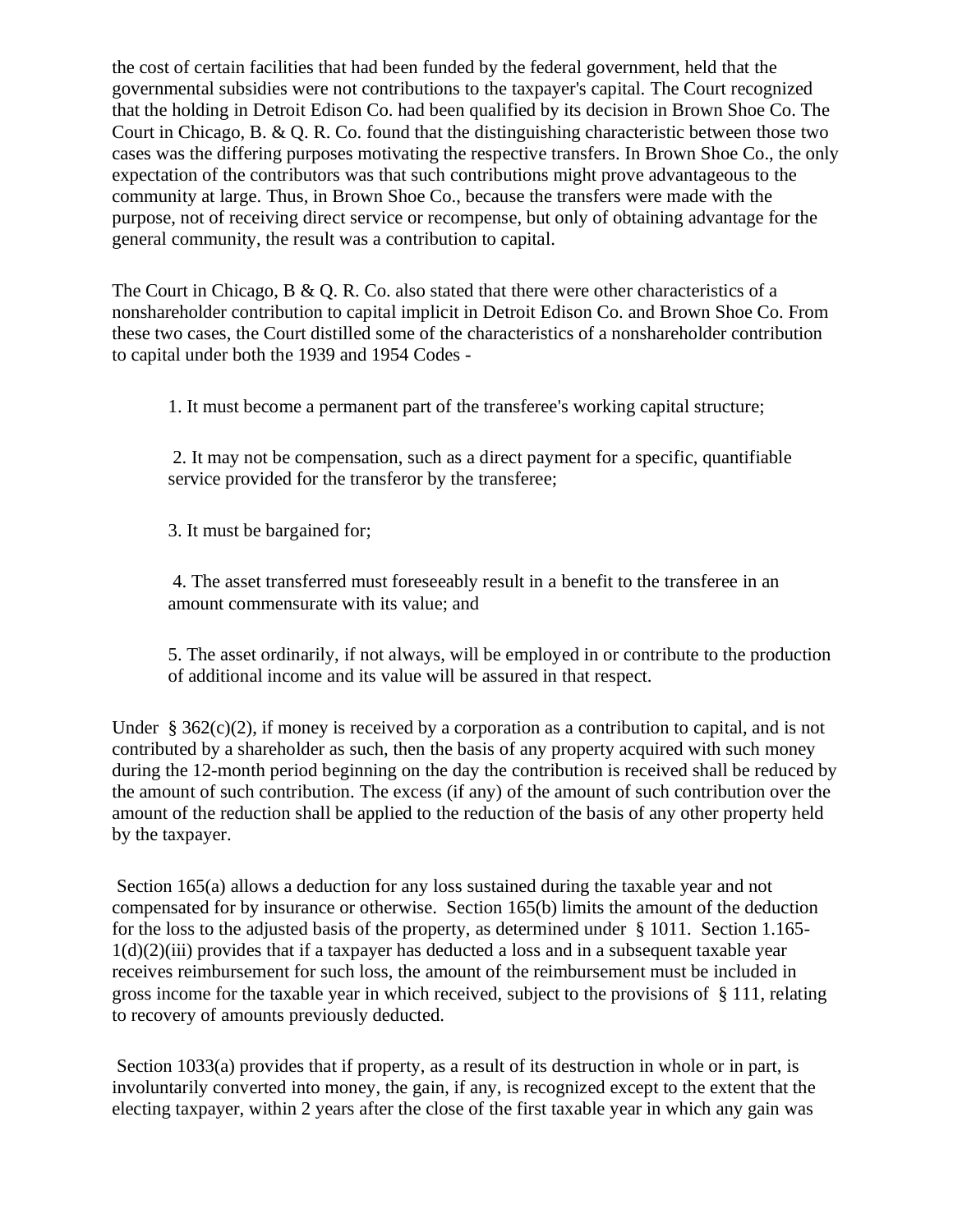the cost of certain facilities that had been funded by the federal government, held that the governmental subsidies were not contributions to the taxpayer's capital. The Court recognized that the holding in Detroit Edison Co. had been qualified by its decision in Brown Shoe Co. The Court in Chicago, B. & Q. R. Co. found that the distinguishing characteristic between those two cases was the differing purposes motivating the respective transfers. In Brown Shoe Co., the only expectation of the contributors was that such contributions might prove advantageous to the community at large. Thus, in Brown Shoe Co., because the transfers were made with the purpose, not of receiving direct service or recompense, but only of obtaining advantage for the general community, the result was a contribution to capital.

The Court in Chicago, B & Q. R. Co. also stated that there were other characteristics of a nonshareholder contribution to capital implicit in Detroit Edison Co. and Brown Shoe Co. From these two cases, the Court distilled some of the characteristics of a nonshareholder contribution to capital under both the 1939 and 1954 Codes -

1. It must become a permanent part of the transferee's working capital structure;

2. It may not be compensation, such as a direct payment for a specific, quantifiable service provided for the transferor by the transferee;

3. It must be bargained for;

4. The asset transferred must foreseeably result in a benefit to the transferee in an amount commensurate with its value; and

5. The asset ordinarily, if not always, will be employed in or contribute to the production of additional income and its value will be assured in that respect.

Under § 362(c)(2), if money is received by a corporation as a contribution to capital, and is not contributed by a shareholder as such, then the basis of any property acquired with such money during the 12-month period beginning on the day the contribution is received shall be reduced by the amount of such contribution. The excess (if any) of the amount of such contribution over the amount of the reduction shall be applied to the reduction of the basis of any other property held by the taxpayer.

Section 165(a) allows a deduction for any loss sustained during the taxable year and not compensated for by insurance or otherwise. Section 165(b) limits the amount of the deduction for the loss to the adjusted basis of the property, as determined under § 1011. Section 1.165-1(d)(2)(iii) provides that if a taxpayer has deducted a loss and in a subsequent taxable year receives reimbursement for such loss, the amount of the reimbursement must be included in gross income for the taxable year in which received, subject to the provisions of § 111, relating to recovery of amounts previously deducted.

Section 1033(a) provides that if property, as a result of its destruction in whole or in part, is involuntarily converted into money, the gain, if any, is recognized except to the extent that the electing taxpayer, within 2 years after the close of the first taxable year in which any gain was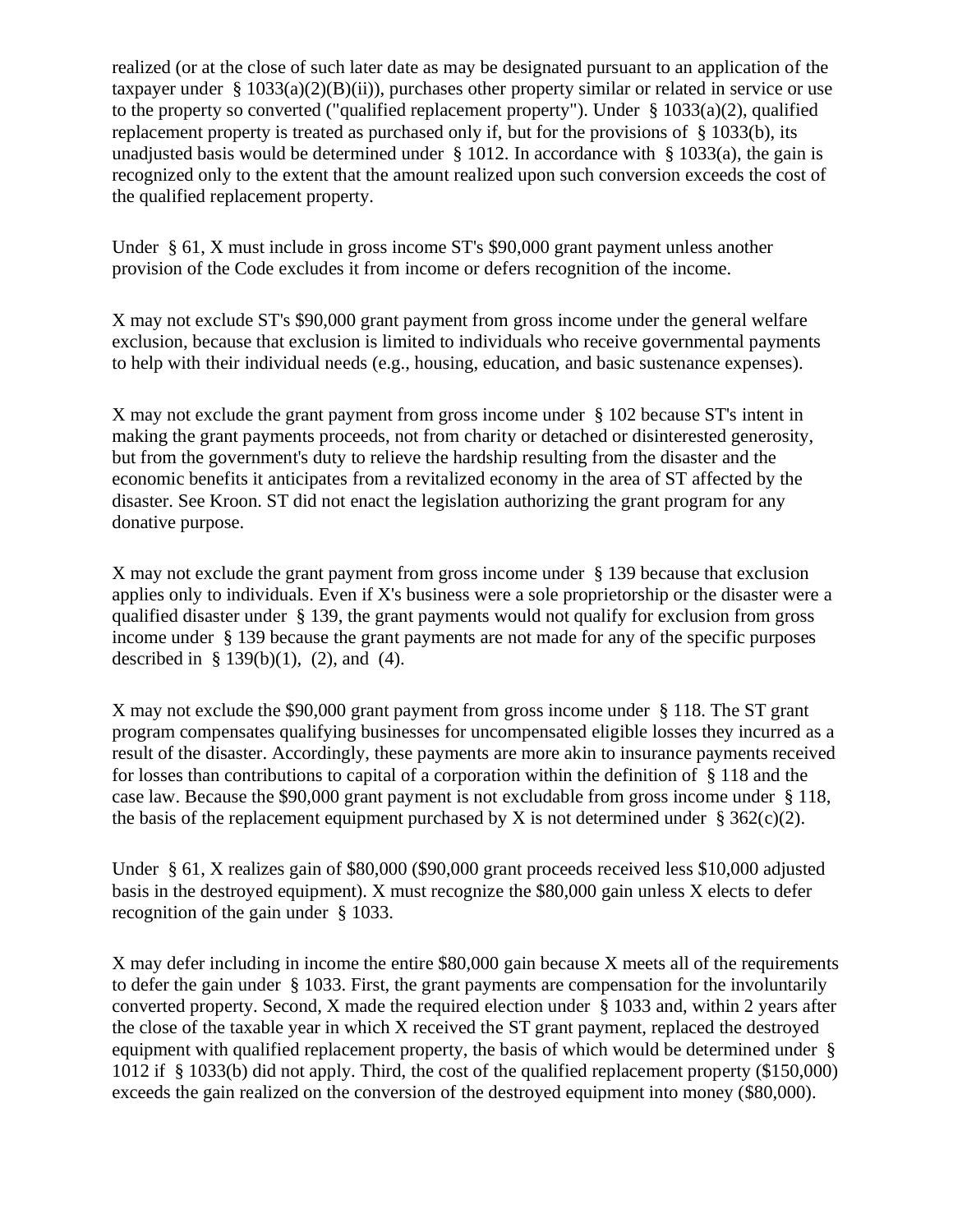realized (or at the close of such later date as may be designated pursuant to an application of the taxpayer under § 1033(a)(2)(B)(ii)), purchases other property similar or related in service or use to the property so converted ("qualified replacement property"). Under § 1033(a)(2), qualified replacement property is treated as purchased only if, but for the provisions of § 1033(b), its unadjusted basis would be determined under § 1012. In accordance with § 1033(a), the gain is recognized only to the extent that the amount realized upon such conversion exceeds the cost of the qualified replacement property.

Under § 61, X must include in gross income ST's $90,000 grant payment unless another provision of the Code excludes it from income or defers recognition of the income.

X may not exclude ST's $90,000 grant payment from gross income under the general welfare exclusion, because that exclusion is limited to individuals who receive governmental payments to help with their individual needs (e.g., housing, education, and basic sustenance expenses).

X may not exclude the grant payment from gross income under § 102 because ST's intent in making the grant payments proceeds, not from charity or detached or disinterested generosity, but from the government's duty to relieve the hardship resulting from the disaster and the economic benefits it anticipates from a revitalized economy in the area of ST affected by the disaster. See Kroon. ST did not enact the legislation authorizing the grant program for any donative purpose.

X may not exclude the grant payment from gross income under § 139 because that exclusion applies only to individuals. Even if X's business were a sole proprietorship or the disaster were a qualified disaster under § 139, the grant payments would not qualify for exclusion from gross income under § 139 because the grant payments are not made for any of the specific purposes described in § 139(b)(1), (2), and (4).

X may not exclude the $90,000 grant payment from gross income under § 118. The ST grant program compensates qualifying businesses for uncompensated eligible losses they incurred as a result of the disaster. Accordingly, these payments are more akin to insurance payments received for losses than contributions to capital of a corporation within the definition of § 118 and the case law. Because the $90,000 grant payment is not excludable from gross income under § 118, the basis of the replacement equipment purchased by X is not determined under § 362(c)(2).

Under § 61, X realizes gain of $80,000 ($90,000 grant proceeds received less $10,000 adjusted basis in the destroyed equipment). X must recognize the $80,000 gain unless X elects to defer recognition of the gain under § 1033.

X may defer including in income the entire $80,000 gain because X meets all of the requirements to defer the gain under § 1033. First, the grant payments are compensation for the involuntarily converted property. Second, X made the required election under § 1033 and, within 2 years after the close of the taxable year in which X received the ST grant payment, replaced the destroyed equipment with qualified replacement property, the basis of which would be determined under § 1012 if § 1033(b) did not apply. Third, the cost of the qualified replacement property ($150,000) exceeds the gain realized on the conversion of the destroyed equipment into money ($80,000).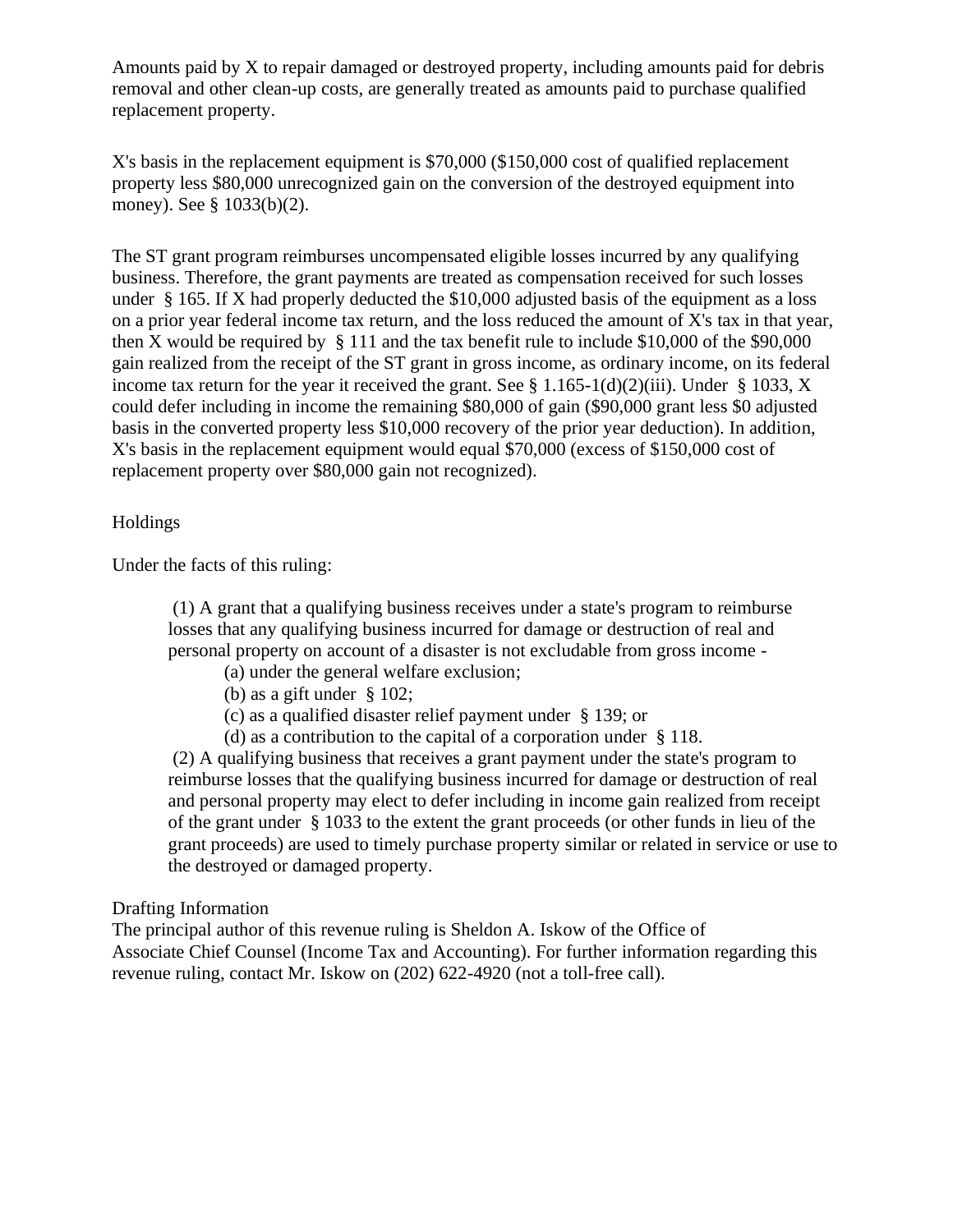Amounts paid by X to repair damaged or destroyed property, including amounts paid for debris removal and other clean-up costs, are generally treated as amounts paid to purchase qualified replacement property.

X's basis in the replacement equipment is $70,000 ($150,000 cost of qualified replacement property less $80,000 unrecognized gain on the conversion of the destroyed equipment into money). See § 1033(b)(2).

The ST grant program reimburses uncompensated eligible losses incurred by any qualifying business. Therefore, the grant payments are treated as compensation received for such losses under § 165. If X had properly deducted the $10,000 adjusted basis of the equipment as a loss on a prior year federal income tax return, and the loss reduced the amount of X's tax in that year, then X would be required by § 111 and the tax benefit rule to include $10,000 of the $90,000 gain realized from the receipt of the ST grant in gross income, as ordinary income, on its federal income tax return for the year it received the grant. See § 1.165-1(d)(2)(iii). Under § 1033, X could defer including in income the remaining $80,000 of gain ($90,000 grant less $0 adjusted basis in the converted property less $10,000 recovery of the prior year deduction). In addition, X's basis in the replacement equipment would equal $70,000 (excess of $150,000 cost of replacement property over $80,000 gain not recognized).

## Holdings

Under the facts of this ruling:

(1) A grant that a qualifying business receives under a state's program to reimburse losses that any qualifying business incurred for damage or destruction of real and personal property on account of a disaster is not excludable from gross income -

- (a) under the general welfare exclusion;
- (b) as a gift under § 102;
- (c) as a qualified disaster relief payment under § 139; or
- (d) as a contribution to the capital of a corporation under § 118.

(2) A qualifying business that receives a grant payment under the state's program to reimburse losses that the qualifying business incurred for damage or destruction of real and personal property may elect to defer including in income gain realized from receipt of the grant under § 1033 to the extent the grant proceeds (or other funds in lieu of the grant proceeds) are used to timely purchase property similar or related in service or use to the destroyed or damaged property.

## Drafting Information

The principal author of this revenue ruling is Sheldon A. Iskow of the Office of Associate Chief Counsel (Income Tax and Accounting). For further information regarding this revenue ruling, contact Mr. Iskow on (202) 622-4920 (not a toll-free call).